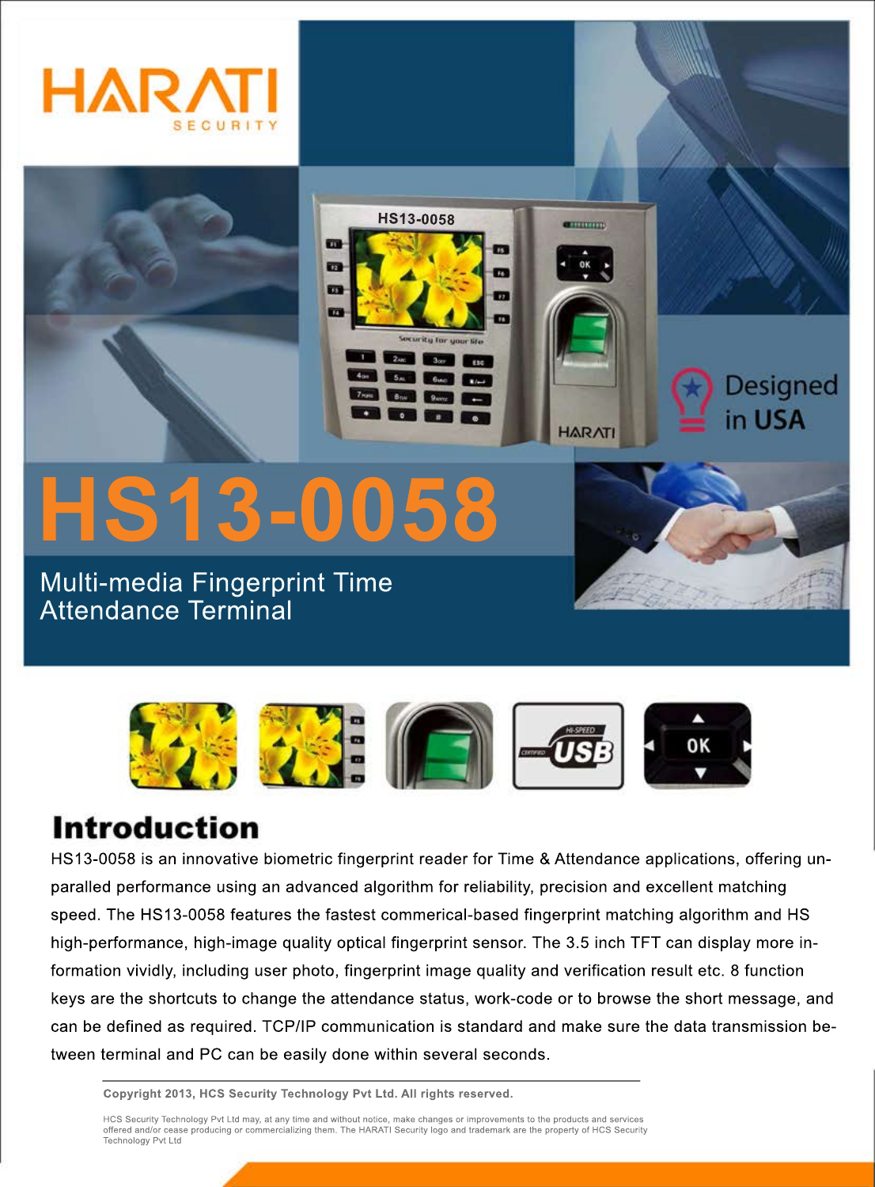HARATI

SECURITY

Designed in USA

# HS13-0058

Multi-media Fingerprint Time Attendance Terminal

## Introduction

HS13-0058 is an innovative biometric fingerprint reader for Time & Attendance applications, offering un-paralled performance using an advanced algorithm for reliability, precision and excellent matching speed. The HS13-0058 features the fastest commerical-based fingerprint matching algorithm and HS high-performance, high-image quality optical fingerprint sensor. The 3.5 inch TFT can display more in-formation vividly, including user photo, fingerprint image quality and verification result etc. 8 function keys are the shortcuts to change the attendance status, work-code or to browse the short message, and can be defined as required. TCP/IP communication is standard and make sure the data transmission be-tween terminal and PC can be easily done within several seconds.

**Copyright 2013, HCS Security Technology Pvt Ltd. All rights reserved.**

HCS Security Technology Pvt Ltd may, at any time and without notice, make changes or improvements to the products and services offered and/or cease producing or commercializing them. The HARATI Security logo and trademark are the property of HCS Security Technology Pvt Ltd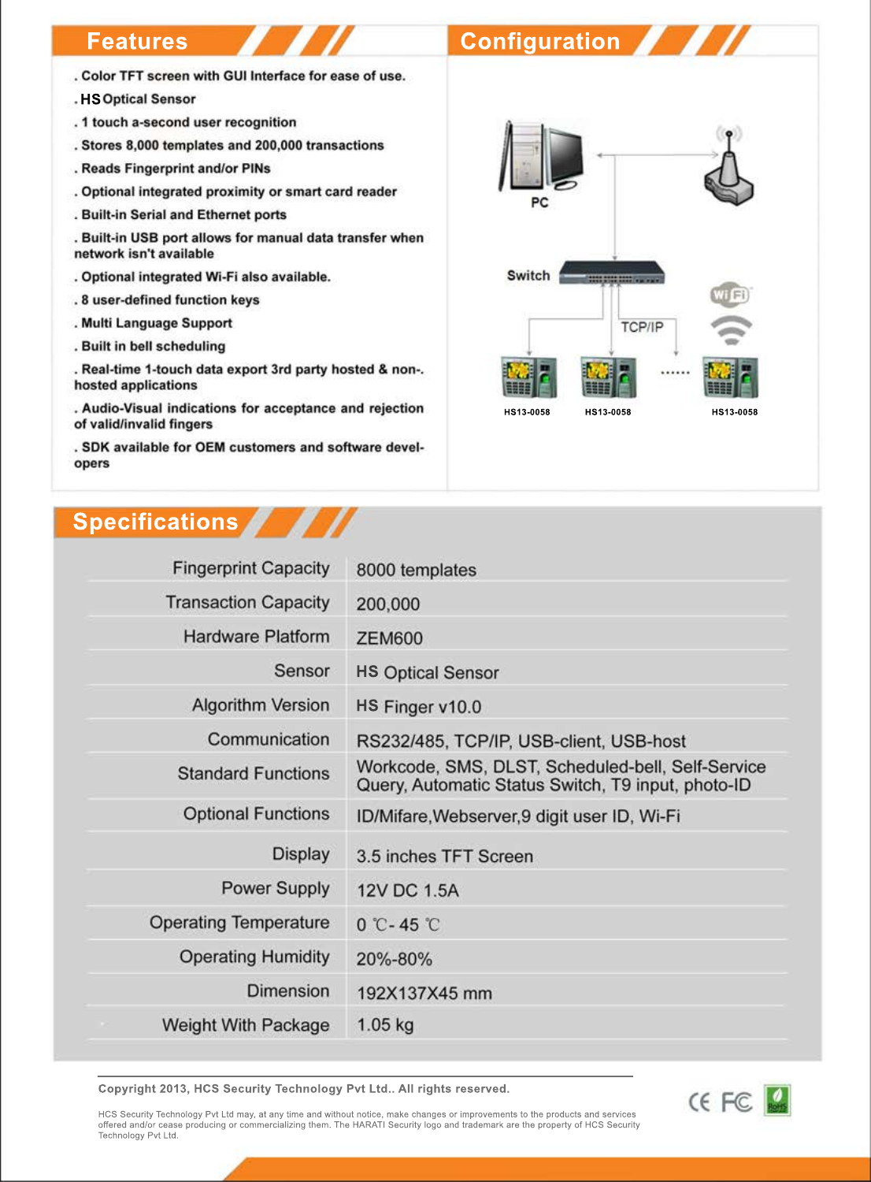## Features

- Color TFT screen with GUI Interface for ease of use.
- HS Optical Sensor
- 1 touch a-second user recognition
- Stores 8,000 templates and 200,000 transactions
- Reads Fingerprint and/or PINs
- Optional integrated proximity or smart card reader
- Built-in Serial and Ethernet ports
- Built-in USB port allows for manual data transfer when network isn't available
- Optional integrated Wi-Fi also available.
- 8 user-defined function keys
- Multi Language Support
- Built in bell scheduling
- Real-time 1-touch data export 3rd party hosted & non-. hosted applications
- Audio-Visual indications for acceptance and rejection of valid/invalid fingers
- SDK available for OEM customers and software developers

## Configuration

PC

Switch

TCP/IP

Wi Fi

HS13-0058

HS13-0058

HS13-0058

## Specifications

| | |
|---|---|
| Fingerprint Capacity | 8000 templates |
| Transaction Capacity | 200,000 |
| Hardware Platform | ZEM600 |
| Sensor | HS Optical Sensor |
| Algorithm Version | HS Finger v10.0 |
| Communication | RS232/485, TCP/IP, USB-client, USB-host |
| Standard Functions | Workcode, SMS, DLST, Scheduled-bell, Self-Service Query, Automatic Status Switch, T9 input, photo-ID |
| Optional Functions | ID/Mifare,Webserver,9 digit user ID, Wi-Fi |
| Display | 3.5 inches TFT Screen |
| Power Supply | 12V DC 1.5A |
| Operating Temperature | 0 ℃- 45 ℃ |
| Operating Humidity | 20%-80% |
| Dimension | 192X137X45 mm |
| Weight With Package | 1.05 kg |

**Copyright 2013, HCS Security Technology Pvt Ltd.. All rights reserved.**

HCS Security Technology Pvt Ltd may, at any time and without notice, make changes or improvements to the products and services offered and/or cease producing or commercializing them. The HARATI Security logo and trademark are the property of HCS Security Technology Pvt Ltd.

CE FC RoHS